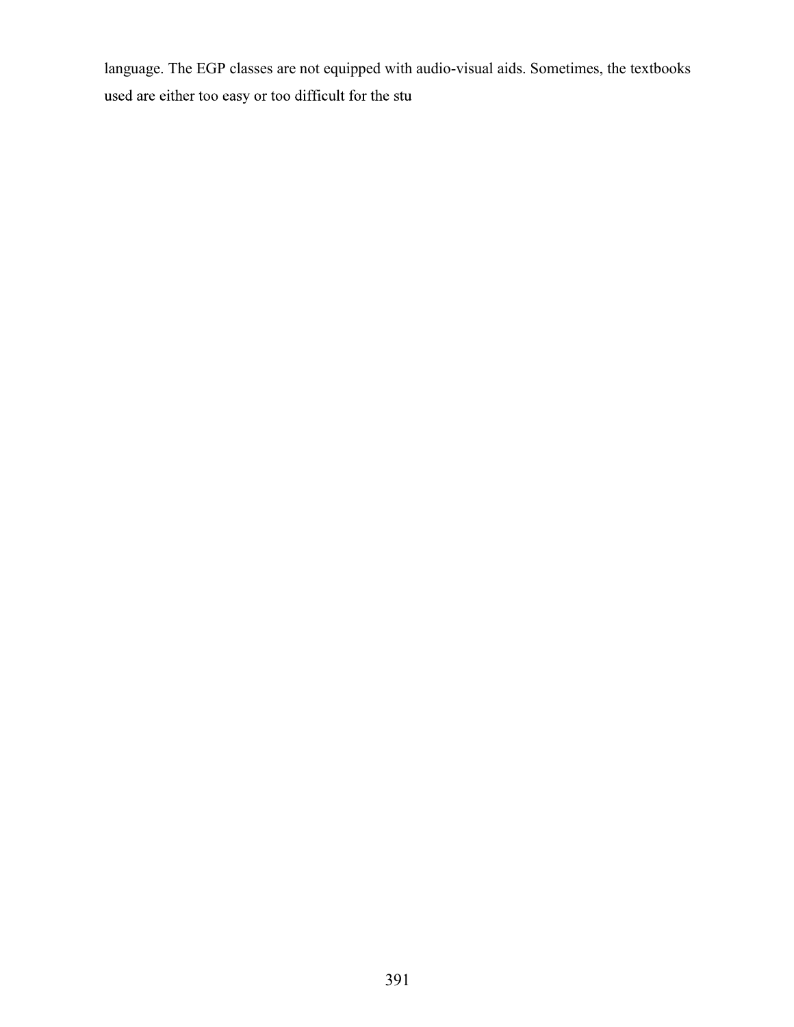language. The EGP classes are not equipped with audio-visual aids. Sometimes, the textbooks used are either too easy or too difficult for the stu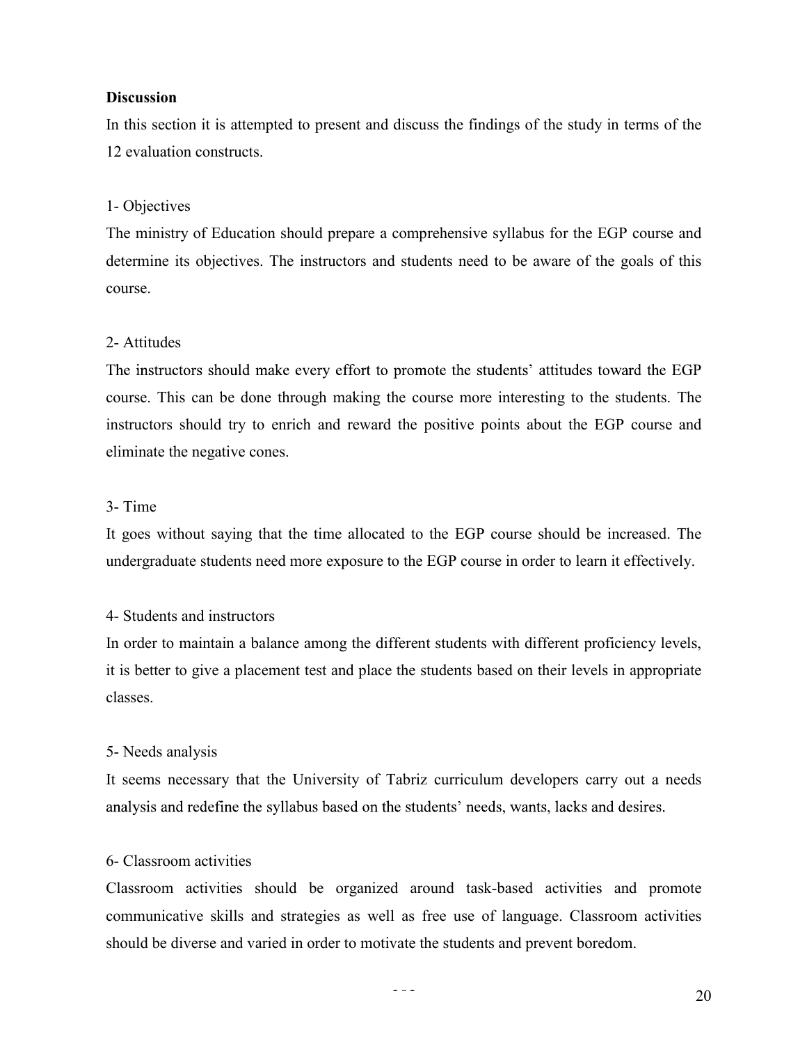## Discussion

In this section it is attempted to present and discuss the findings of the study in terms of the 12 evaluation constructs.

### 1- Objectives

The ministry of Education should prepare a comprehensive syllabus for the EGP course and determine its objectives. The instructors and students need to be aware of the goals of this course.

### 2- Attitudes

The instructors should make every effort to promote the students' attitudes toward the EGP course. This can be done through making the course more interesting to the students. The instructors should try to enrich and reward the positive points about the EGP course and eliminate the negative cones.

### 3- Time

It goes without saying that the time allocated to the EGP course should be increased. The undergraduate students need more exposure to the EGP course in order to learn it effectively.

### 4- Students and instructors

In order to maintain a balance among the different students with different proficiency levels, it is better to give a placement test and place the students based on their levels in appropriate classes.

### 5- Needs analysis

It seems necessary that the University of Tabriz curriculum developers carry out a needs analysis and redefine the syllabus based on the students' needs, wants, lacks and desires.

### 6- Classroom activities

Classroom activities should be organized around task-based activities and promote communicative skills and strategies as well as free use of language. Classroom activities should be diverse and varied in order to motivate the students and prevent boredom.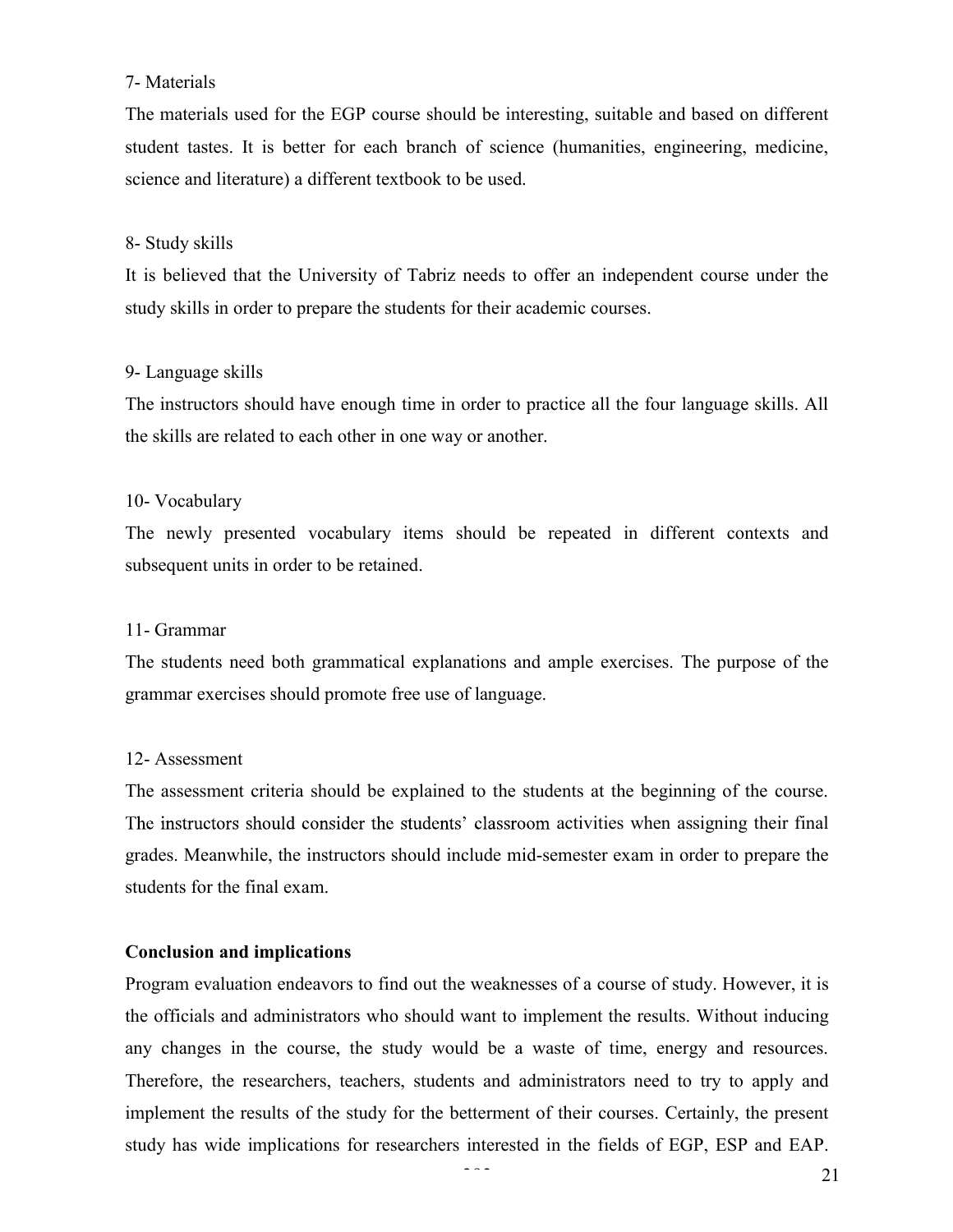7- Materials

The materials used for the EGP course should be interesting, suitable and based on different student tastes. It is better for each branch of science (humanities, engineering, medicine, science and literature) a different textbook to be used.

8- Study skills

It is believed that the University of Tabriz needs to offer an independent course under the study skills in order to prepare the students for their academic courses.

9- Language skills

The instructors should have enough time in order to practice all the four language skills. All the skills are related to each other in one way or another.

10- Vocabulary

The newly presented vocabulary items should be repeated in different contexts and subsequent units in order to be retained.

11- Grammar

The students need both grammatical explanations and ample exercises. The purpose of the grammar exercises should promote free use of language.

12- Assessment

The assessment criteria should be explained to the students at the beginning of the course. The instructors should consider the students' classroom activities when assigning their final grades. Meanwhile, the instructors should include mid-semester exam in order to prepare the students for the final exam.

**Conclusion and implications**

Program evaluation endeavors to find out the weaknesses of a course of study. However, it is the officials and administrators who should want to implement the results. Without inducing any changes in the course, the study would be a waste of time, energy and resources. Therefore, the researchers, teachers, students and administrators need to try to apply and implement the results of the study for the betterment of their courses. Certainly, the present study has wide implications for researchers interested in the fields of EGP, ESP and EAP.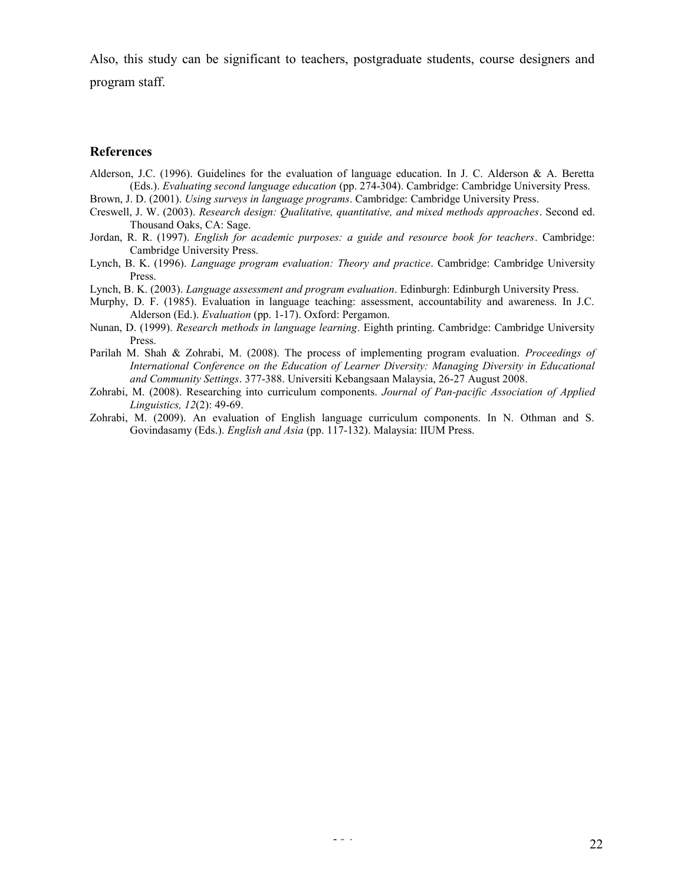Also, this study can be significant to teachers, postgraduate students, course designers and program staff.

## References

Alderson, J.C. (1996). Guidelines for the evaluation of language education. In J. C. Alderson & A. Beretta (Eds.). *Evaluating second language education* (pp. 274-304). Cambridge: Cambridge University Press.

Brown, J. D. (2001). *Using surveys in language programs*. Cambridge: Cambridge University Press.

Creswell, J. W. (2003). *Research design: Qualitative, quantitative, and mixed methods approaches*. Second ed. Thousand Oaks, CA: Sage.

Jordan, R. R. (1997). *English for academic purposes: a guide and resource book for teachers*. Cambridge: Cambridge University Press.

Lynch, B. K. (1996). *Language program evaluation: Theory and practice*. Cambridge: Cambridge University Press.

Lynch, B. K. (2003). *Language assessment and program evaluation*. Edinburgh: Edinburgh University Press.

Murphy, D. F. (1985). Evaluation in language teaching: assessment, accountability and awareness. In J.C. Alderson (Ed.). *Evaluation* (pp. 1-17). Oxford: Pergamon.

Nunan, D. (1999). *Research methods in language learning*. Eighth printing. Cambridge: Cambridge University Press.

Parilah M. Shah & Zohrabi, M. (2008). The process of implementing program evaluation. *Proceedings of International Conference on the Education of Learner Diversity: Managing Diversity in Educational and Community Settings*. 377-388. Universiti Kebangsaan Malaysia, 26-27 August 2008.

Zohrabi, M. (2008). Researching into curriculum components. *Journal of Pan-pacific Association of Applied Linguistics, 12*(2): 49-69.

Zohrabi, M. (2009). An evaluation of English language curriculum components. In N. Othman and S. Govindasamy (Eds.). *English and Asia* (pp. 117-132). Malaysia: IIUM Press.